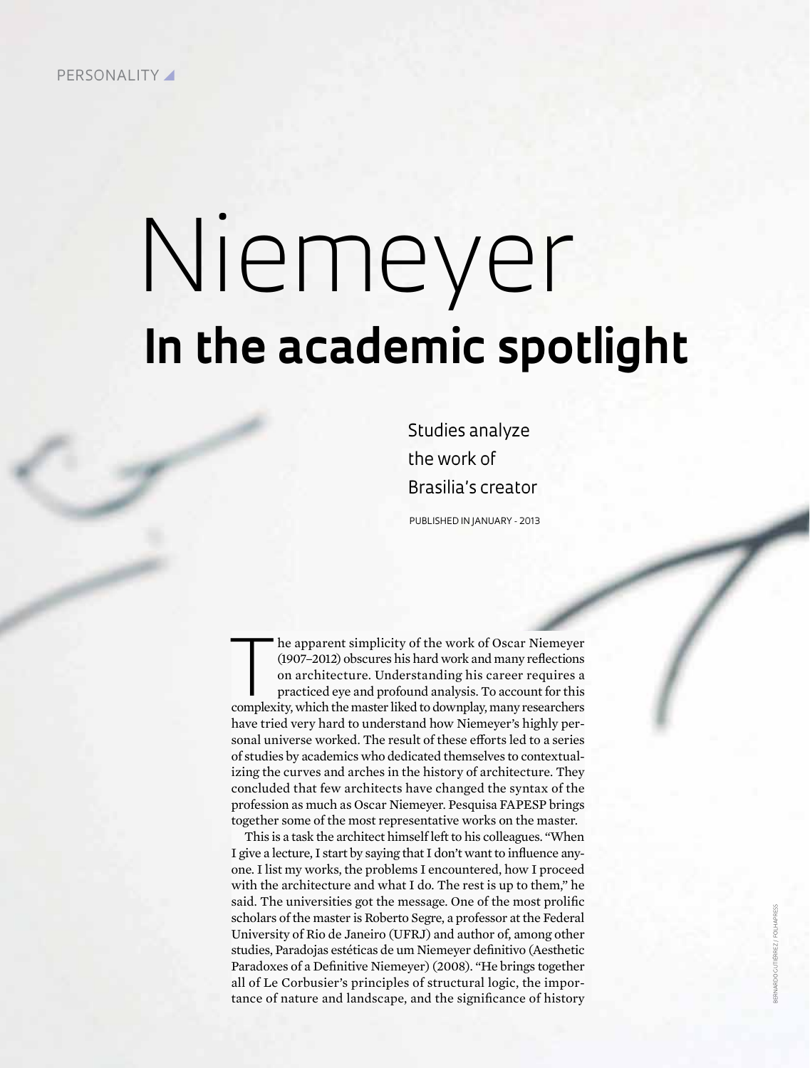PERSONALITY

# Niemeyer

## In the academic spotlight

Studies analyze the work of Brasilia's creator

PUBLISHED IN JANUARY - 2013

The apparent simplicity of the work of Oscar Niemeyer (1907–2012) obscures his hard work and many reflections on architecture. Understanding his career requires a practiced eye and profound analysis. To account for this complexity, which the master liked to downplay, many researchers have tried very hard to understand how Niemeyer's highly personal universe worked. The result of these efforts led to a series of studies by academics who dedicated themselves to contextualizing the curves and arches in the history of architecture. They concluded that few architects have changed the syntax of the profession as much as Oscar Niemeyer. Pesquisa FAPESP brings together some of the most representative works on the master.

This is a task the architect himself left to his colleagues. "When I give a lecture, I start by saying that I don't want to influence anyone. I list my works, the problems I encountered, how I proceed with the architecture and what I do. The rest is up to them," he said. The universities got the message. One of the most prolific scholars of the master is Roberto Segre, a professor at the Federal University of Rio de Janeiro (UFRJ) and author of, among other studies, Paradojas estéticas de um Niemeyer definitivo (Aesthetic Paradoxes of a Definitive Niemeyer) (2008). "He brings together all of Le Corbusier's principles of structural logic, the importance of nature and landscape, and the significance of history

BERNARDO GUTIÉRREZ / FOLHAPRESS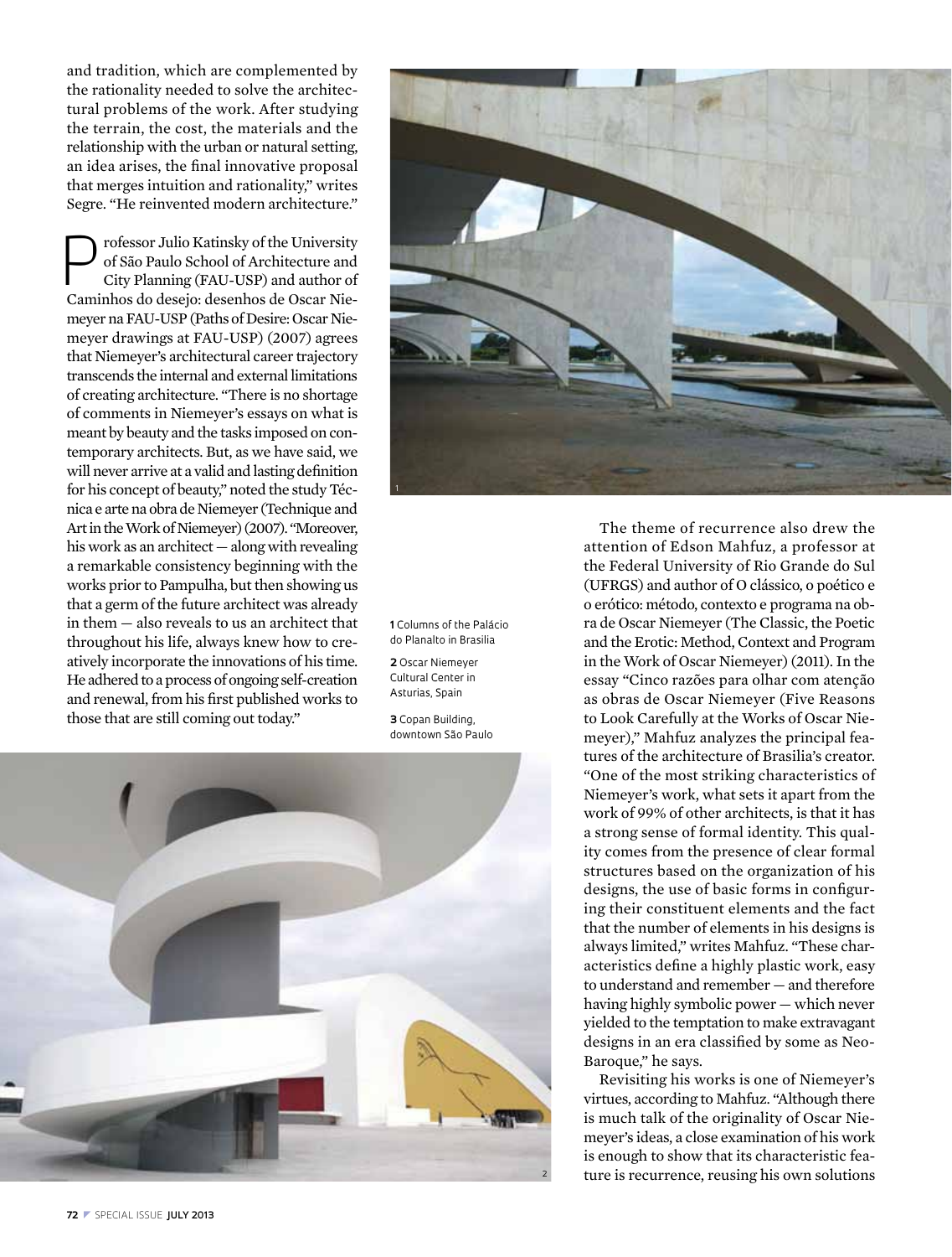and tradition, which are complemented by the rationality needed to solve the architectural problems of the work. After studying the terrain, the cost, the materials and the relationship with the urban or natural setting, an idea arises, the final innovative proposal that merges intuition and rationality," writes Segre. "He reinvented modern architecture."

Professor Julio Katinsky of the University of São Paulo School of Architecture and City Planning (FAU-USP) and author of Caminhos do desejo: desenhos de Oscar Niemeyer na FAU-USP (Paths of Desire: Oscar Niemeyer drawings at FAU-USP) (2007) agrees that Niemeyer's architectural career trajectory transcends the internal and external limitations of creating architecture. "There is no shortage of comments in Niemeyer's essays on what is meant by beauty and the tasks imposed on contemporary architects. But, as we have said, we will never arrive at a valid and lasting definition for his concept of beauty," noted the study Técnica e arte na obra de Niemeyer (Technique and Art in the Work of Niemeyer) (2007). "Moreover, his work as an architect — along with revealing a remarkable consistency beginning with the works prior to Pampulha, but then showing us that a germ of the future architect was already in them — also reveals to us an architect that throughout his life, always knew how to creatively incorporate the innovations of his time. He adhered to a process of ongoing self-creation and renewal, from his first published works to those that are still coming out today."

**1** Columns of the Palácio do Planalto in Brasilia

**2** Oscar Niemeyer Cultural Center in Asturias, Spain

**3** Copan Building, downtown São Paulo

The theme of recurrence also drew the attention of Edson Mahfuz, a professor at the Federal University of Rio Grande do Sul (UFRGS) and author of O clássico, o poético e o erótico: método, contexto e programa na obra de Oscar Niemeyer (The Classic, the Poetic and the Erotic: Method, Context and Program in the Work of Oscar Niemeyer) (2011). In the essay "Cinco razões para olhar com atenção as obras de Oscar Niemeyer (Five Reasons to Look Carefully at the Works of Oscar Niemeyer)," Mahfuz analyzes the principal features of the architecture of Brasilia's creator. "One of the most striking characteristics of Niemeyer's work, what sets it apart from the work of 99% of other architects, is that it has a strong sense of formal identity. This quality comes from the presence of clear formal structures based on the organization of his designs, the use of basic forms in configuring their constituent elements and the fact that the number of elements in his designs is always limited," writes Mahfuz. "These characteristics define a highly plastic work, easy to understand and remember — and therefore having highly symbolic power — which never yielded to the temptation to make extravagant designs in an era classified by some as Neo-Baroque," he says.

Revisiting his works is one of Niemeyer's virtues, according to Mahfuz. "Although there is much talk of the originality of Oscar Niemeyer's ideas, a close examination of his work is enough to show that its characteristic feature is recurrence, reusing his own solutions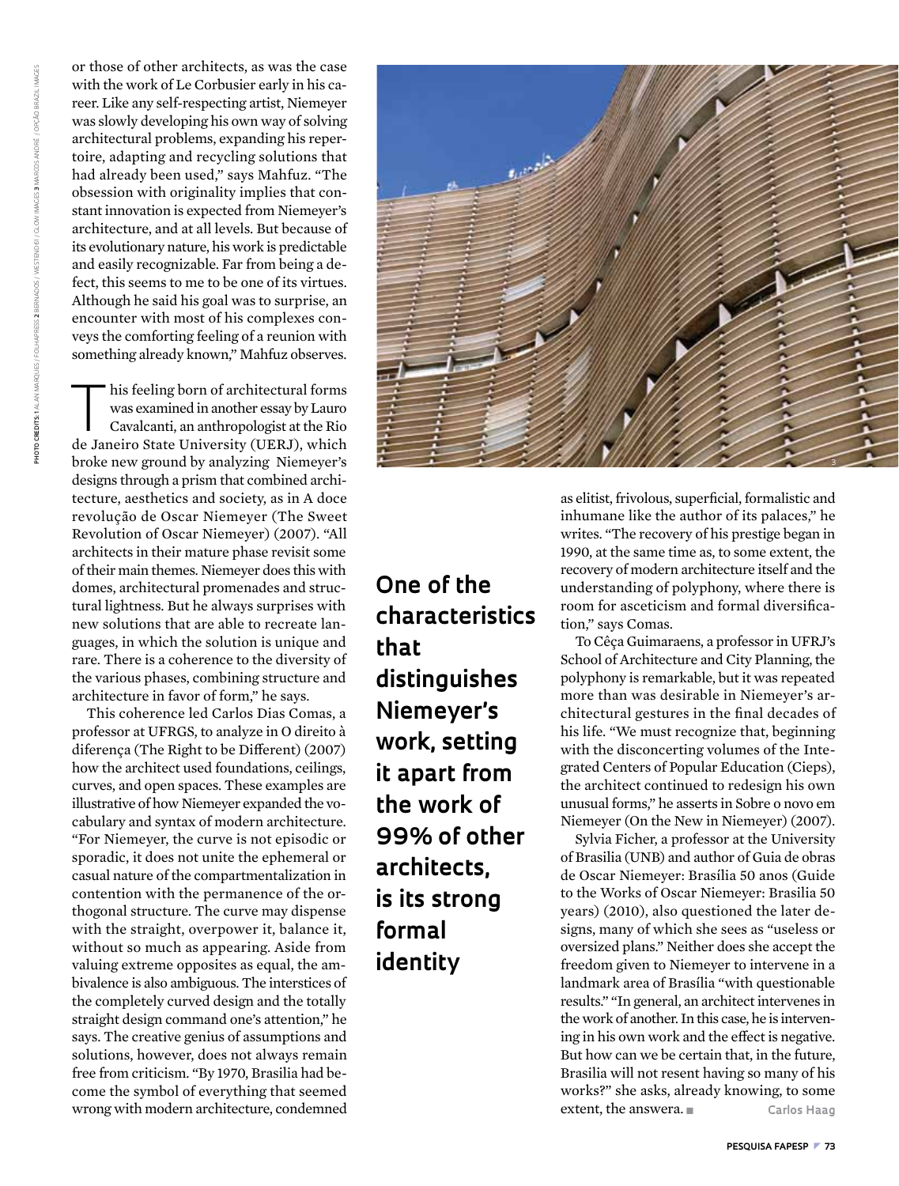or those of other architects, as was the case with the work of Le Corbusier early in his career. Like any self-respecting artist, Niemeyer was slowly developing his own way of solving architectural problems, expanding his repertoire, adapting and recycling solutions that had already been used," says Mahfuz. "The obsession with originality implies that constant innovation is expected from Niemeyer's architecture, and at all levels. But because of its evolutionary nature, his work is predictable and easily recognizable. Far from being a defect, this seems to me to be one of its virtues. Although he said his goal was to surprise, an encounter with most of his complexes conveys the comforting feeling of a reunion with something already known," Mahfuz observes.

This feeling born of architectural forms was examined in another essay by Lauro Cavalcanti, an anthropologist at the Rio de Janeiro State University (UERJ), which broke new ground by analyzing Niemeyer's designs through a prism that combined architecture, aesthetics and society, as in A doce revolução de Oscar Niemeyer (The Sweet Revolution of Oscar Niemeyer) (2007). "All architects in their mature phase revisit some of their main themes. Niemeyer does this with domes, architectural promenades and structural lightness. But he always surprises with new solutions that are able to recreate languages, in which the solution is unique and rare. There is a coherence to the diversity of the various phases, combining structure and architecture in favor of form," he says.

This coherence led Carlos Dias Comas, a professor at UFRGS, to analyze in O direito à diferença (The Right to be Different) (2007) how the architect used foundations, ceilings, curves, and open spaces. These examples are illustrative of how Niemeyer expanded the vocabulary and syntax of modern architecture. "For Niemeyer, the curve is not episodic or sporadic, it does not unite the ephemeral or casual nature of the compartmentalization in contention with the permanence of the orthogonal structure. The curve may dispense with the straight, overpower it, balance it, without so much as appearing. Aside from valuing extreme opposites as equal, the ambivalence is also ambiguous. The interstices of the completely curved design and the totally straight design command one's attention," he says. The creative genius of assumptions and solutions, however, does not always remain free from criticism. "By 1970, Brasilia had become the symbol of everything that seemed wrong with modern architecture, condemned as elitist, frivolous, superficial, formalistic and inhumane like the author of its palaces," he writes. "The recovery of his prestige began in 1990, at the same time as, to some extent, the recovery of modern architecture itself and the understanding of polyphony, where there is room for asceticism and formal diversification," says Comas.

**One of the characteristics that distinguishes Niemeyer's work, setting it apart from the work of 99% of other architects, is its strong formal identity**

To Cêça Guimaraens, a professor in UFRJ's School of Architecture and City Planning, the polyphony is remarkable, but it was repeated more than was desirable in Niemeyer's architectural gestures in the final decades of his life. "We must recognize that, beginning with the disconcerting volumes of the Integrated Centers of Popular Education (Cieps), the architect continued to redesign his own unusual forms," he asserts in Sobre o novo em Niemeyer (On the New in Niemeyer) (2007).

Sylvia Ficher, a professor at the University of Brasilia (UNB) and author of Guia de obras de Oscar Niemeyer: Brasília 50 anos (Guide to the Works of Oscar Niemeyer: Brasilia 50 years) (2010), also questioned the later designs, many of which she sees as "useless or oversized plans." Neither does she accept the freedom given to Niemeyer to intervene in a landmark area of Brasília "with questionable results." "In general, an architect intervenes in the work of another. In this case, he is intervening in his own work and the effect is negative. But how can we be certain that, in the future, Brasilia will not resent having so many of his works?" she asks, already knowing, to some extent, the answera. ■

**Carlos Haag**

PHOTO CREDITS: 1 ALAN MARQUES / FOLHAPRESS 2 BERNARDOS / WESTEND61 / GLOW IMAGES 3 MARCOS ANDRÉ / OPÇÃO BRAZIL IMAGES